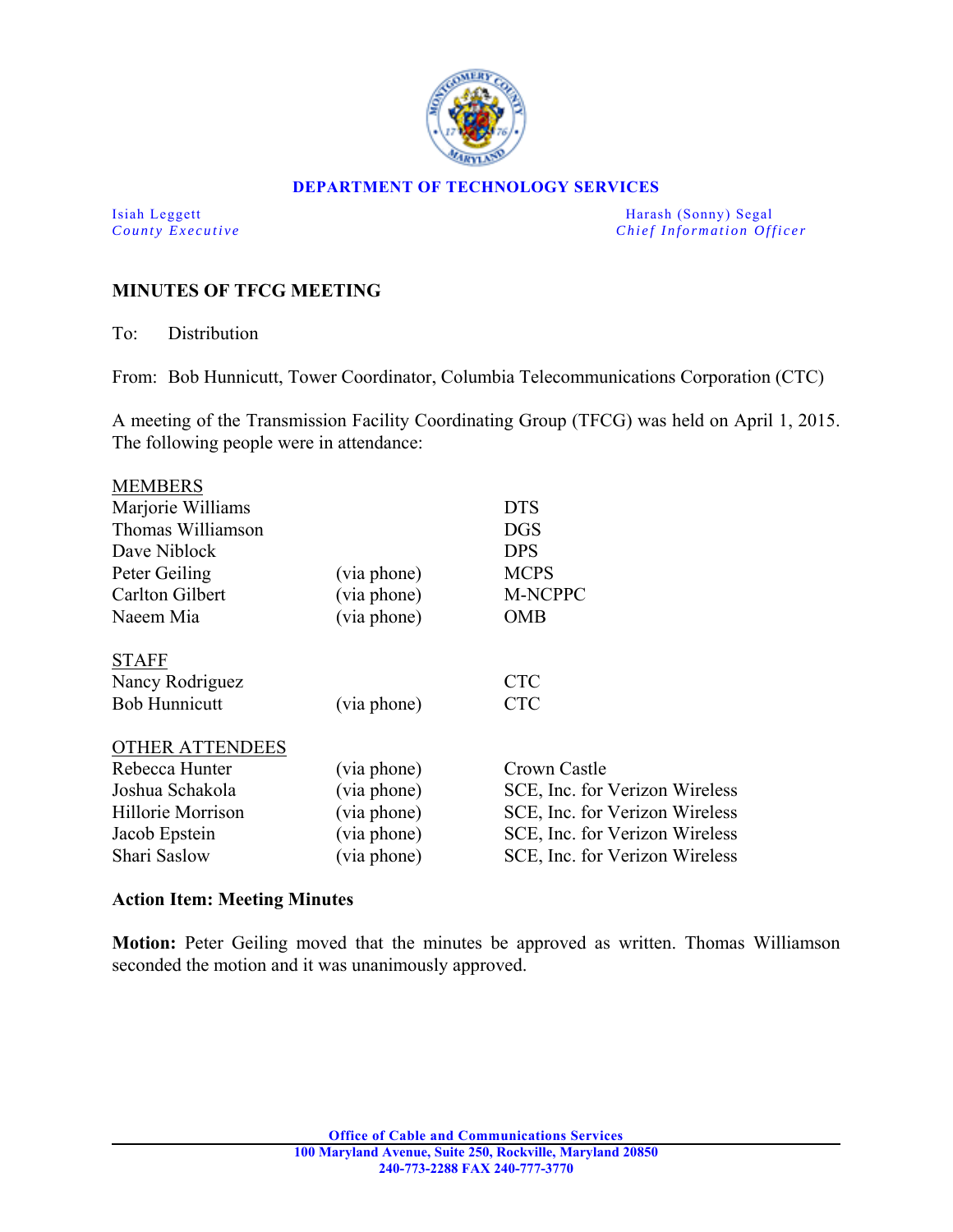**DEPARTMENT OF TECHNOLOGY SERVICES**

Isiah Leggett
*County Executive*

Harash (Sonny) Segal
*Chief Information Officer*

## MINUTES OF TFCG MEETING

To: Distribution

From: Bob Hunnicutt, Tower Coordinator, Columbia Telecommunications Corporation (CTC)

A meeting of the Transmission Facility Coordinating Group (TFCG) was held on April 1, 2015. The following people were in attendance:

| MEMBERS | | |
|---|---|---|
| Marjorie Williams | | DTS |
| Thomas Williamson | | DGS |
| Dave Niblock | | DPS |
| Peter Geiling | (via phone) | MCPS |
| Carlton Gilbert | (via phone) | M-NCPPC |
| Naeem Mia | (via phone) | OMB |
| **STAFF** | | |
| Nancy Rodriguez | | CTC |
| Bob Hunnicutt | (via phone) | CTC |
| **OTHER ATTENDEES** | | |
| Rebecca Hunter | (via phone) | Crown Castle |
| Joshua Schakola | (via phone) | SCE, Inc. for Verizon Wireless |
| Hillorie Morrison | (via phone) | SCE, Inc. for Verizon Wireless |
| Jacob Epstein | (via phone) | SCE, Inc. for Verizon Wireless |
| Shari Saslow | (via phone) | SCE, Inc. for Verizon Wireless |

**Action Item: Meeting Minutes**

**Motion:** Peter Geiling moved that the minutes be approved as written. Thomas Williamson seconded the motion and it was unanimously approved.

Office of Cable and Communications Services
100 Maryland Avenue, Suite 250, Rockville, Maryland 20850
240-773-2288 FAX 240-777-3770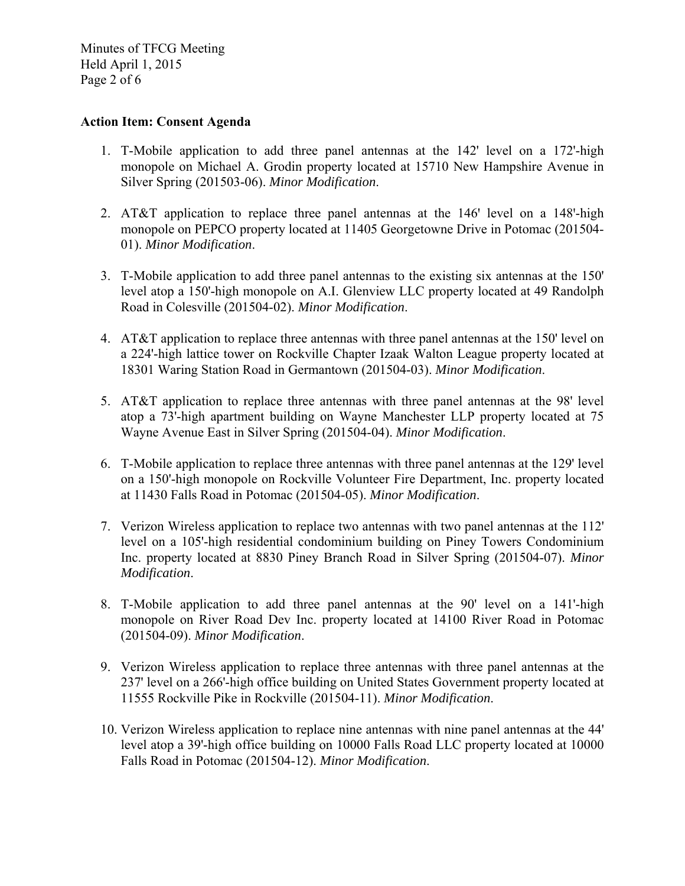**Action Item: Consent Agenda**

1. T-Mobile application to add three panel antennas at the 142' level on a 172'-high monopole on Michael A. Grodin property located at 15710 New Hampshire Avenue in Silver Spring (201503-06). *Minor Modification*.

2. AT&T application to replace three panel antennas at the 146' level on a 148'-high monopole on PEPCO property located at 11405 Georgetowne Drive in Potomac (201504-01). *Minor Modification*.

3. T-Mobile application to add three panel antennas to the existing six antennas at the 150' level atop a 150'-high monopole on A.I. Glenview LLC property located at 49 Randolph Road in Colesville (201504-02). *Minor Modification*.

4. AT&T application to replace three antennas with three panel antennas at the 150' level on a 224'-high lattice tower on Rockville Chapter Izaak Walton League property located at 18301 Waring Station Road in Germantown (201504-03). *Minor Modification*.

5. AT&T application to replace three antennas with three panel antennas at the 98' level atop a 73'-high apartment building on Wayne Manchester LLP property located at 75 Wayne Avenue East in Silver Spring (201504-04). *Minor Modification*.

6. T-Mobile application to replace three antennas with three panel antennas at the 129' level on a 150'-high monopole on Rockville Volunteer Fire Department, Inc. property located at 11430 Falls Road in Potomac (201504-05). *Minor Modification*.

7. Verizon Wireless application to replace two antennas with two panel antennas at the 112' level on a 105'-high residential condominium building on Piney Towers Condominium Inc. property located at 8830 Piney Branch Road in Silver Spring (201504-07). *Minor Modification*.

8. T-Mobile application to add three panel antennas at the 90' level on a 141'-high monopole on River Road Dev Inc. property located at 14100 River Road in Potomac (201504-09). *Minor Modification*.

9. Verizon Wireless application to replace three antennas with three panel antennas at the 237' level on a 266'-high office building on United States Government property located at 11555 Rockville Pike in Rockville (201504-11). *Minor Modification*.

10. Verizon Wireless application to replace nine antennas with nine panel antennas at the 44' level atop a 39'-high office building on 10000 Falls Road LLC property located at 10000 Falls Road in Potomac (201504-12). *Minor Modification*.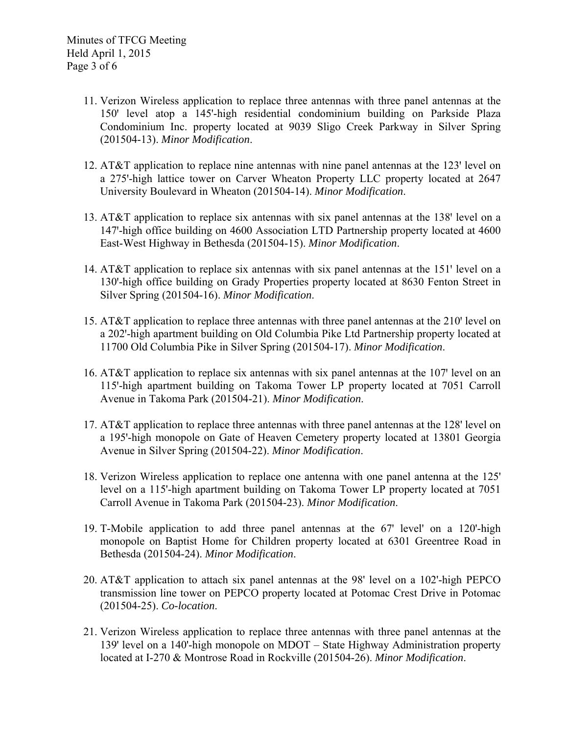11. Verizon Wireless application to replace three antennas with three panel antennas at the 150' level atop a 145'-high residential condominium building on Parkside Plaza Condominium Inc. property located at 9039 Sligo Creek Parkway in Silver Spring (201504-13). *Minor Modification*.

12. AT&T application to replace nine antennas with nine panel antennas at the 123' level on a 275'-high lattice tower on Carver Wheaton Property LLC property located at 2647 University Boulevard in Wheaton (201504-14). *Minor Modification*.

13. AT&T application to replace six antennas with six panel antennas at the 138' level on a 147'-high office building on 4600 Association LTD Partnership property located at 4600 East-West Highway in Bethesda (201504-15). *Minor Modification*.

14. AT&T application to replace six antennas with six panel antennas at the 151' level on a 130'-high office building on Grady Properties property located at 8630 Fenton Street in Silver Spring (201504-16). *Minor Modification*.

15. AT&T application to replace three antennas with three panel antennas at the 210' level on a 202'-high apartment building on Old Columbia Pike Ltd Partnership property located at 11700 Old Columbia Pike in Silver Spring (201504-17). *Minor Modification*.

16. AT&T application to replace six antennas with six panel antennas at the 107' level on an 115'-high apartment building on Takoma Tower LP property located at 7051 Carroll Avenue in Takoma Park (201504-21). *Minor Modification*.

17. AT&T application to replace three antennas with three panel antennas at the 128' level on a 195'-high monopole on Gate of Heaven Cemetery property located at 13801 Georgia Avenue in Silver Spring (201504-22). *Minor Modification*.

18. Verizon Wireless application to replace one antenna with one panel antenna at the 125' level on a 115'-high apartment building on Takoma Tower LP property located at 7051 Carroll Avenue in Takoma Park (201504-23). *Minor Modification*.

19. T-Mobile application to add three panel antennas at the 67' level' on a 120'-high monopole on Baptist Home for Children property located at 6301 Greentree Road in Bethesda (201504-24). *Minor Modification*.

20. AT&T application to attach six panel antennas at the 98' level on a 102'-high PEPCO transmission line tower on PEPCO property located at Potomac Crest Drive in Potomac (201504-25). *Co-location*.

21. Verizon Wireless application to replace three antennas with three panel antennas at the 139' level on a 140'-high monopole on MDOT – State Highway Administration property located at I-270 & Montrose Road in Rockville (201504-26). *Minor Modification*.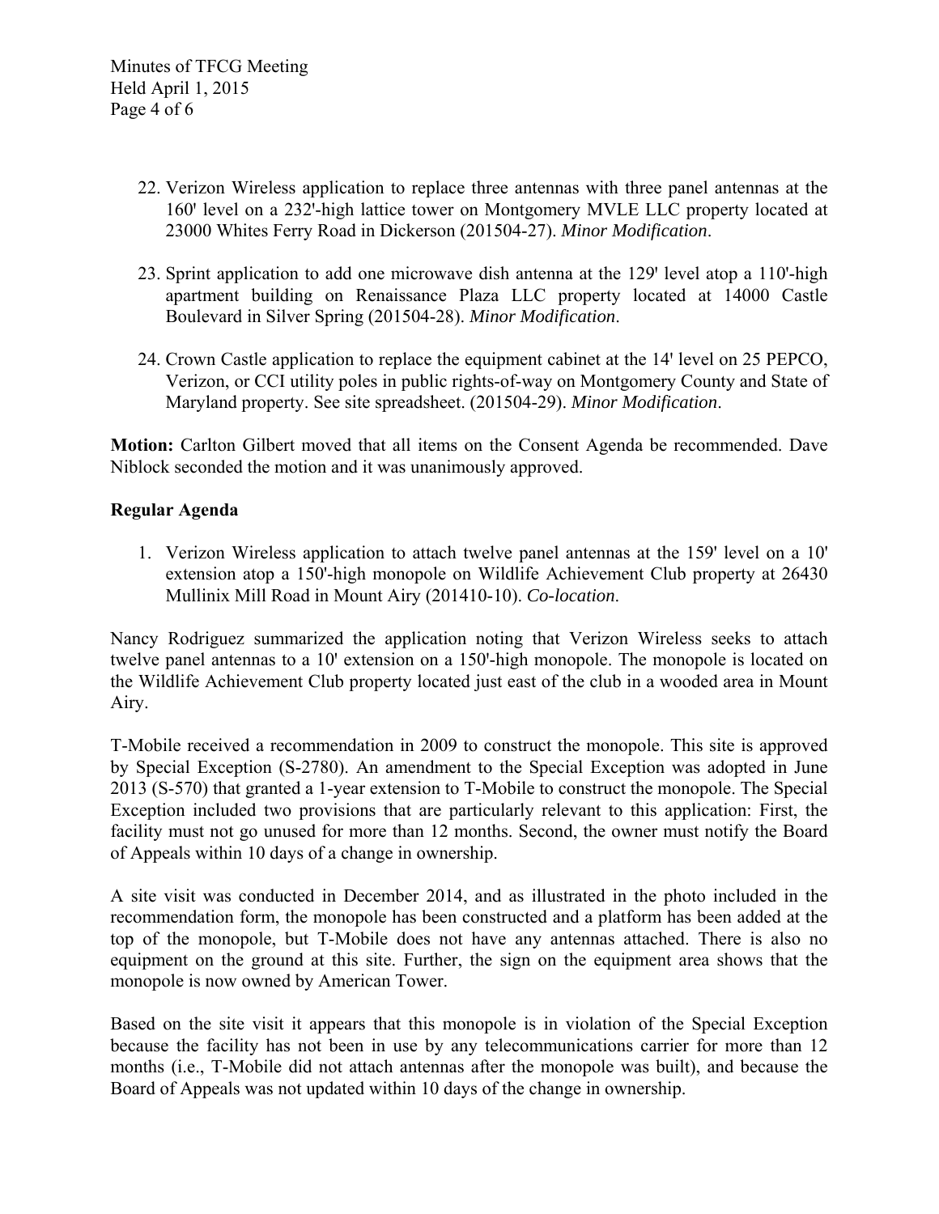22. Verizon Wireless application to replace three antennas with three panel antennas at the 160' level on a 232'-high lattice tower on Montgomery MVLE LLC property located at 23000 Whites Ferry Road in Dickerson (201504-27). *Minor Modification*.

23. Sprint application to add one microwave dish antenna at the 129' level atop a 110'-high apartment building on Renaissance Plaza LLC property located at 14000 Castle Boulevard in Silver Spring (201504-28). *Minor Modification*.

24. Crown Castle application to replace the equipment cabinet at the 14' level on 25 PEPCO, Verizon, or CCI utility poles in public rights-of-way on Montgomery County and State of Maryland property. See site spreadsheet. (201504-29). *Minor Modification*.

**Motion:** Carlton Gilbert moved that all items on the Consent Agenda be recommended. Dave Niblock seconded the motion and it was unanimously approved.

**Regular Agenda**

1. Verizon Wireless application to attach twelve panel antennas at the 159' level on a 10' extension atop a 150'-high monopole on Wildlife Achievement Club property at 26430 Mullinix Mill Road in Mount Airy (201410-10). *Co-location*.

Nancy Rodriguez summarized the application noting that Verizon Wireless seeks to attach twelve panel antennas to a 10' extension on a 150'-high monopole. The monopole is located on the Wildlife Achievement Club property located just east of the club in a wooded area in Mount Airy.

T-Mobile received a recommendation in 2009 to construct the monopole. This site is approved by Special Exception (S-2780). An amendment to the Special Exception was adopted in June 2013 (S-570) that granted a 1-year extension to T-Mobile to construct the monopole. The Special Exception included two provisions that are particularly relevant to this application: First, the facility must not go unused for more than 12 months. Second, the owner must notify the Board of Appeals within 10 days of a change in ownership.

A site visit was conducted in December 2014, and as illustrated in the photo included in the recommendation form, the monopole has been constructed and a platform has been added at the top of the monopole, but T-Mobile does not have any antennas attached. There is also no equipment on the ground at this site. Further, the sign on the equipment area shows that the monopole is now owned by American Tower.

Based on the site visit it appears that this monopole is in violation of the Special Exception because the facility has not been in use by any telecommunications carrier for more than 12 months (i.e., T-Mobile did not attach antennas after the monopole was built), and because the Board of Appeals was not updated within 10 days of the change in ownership.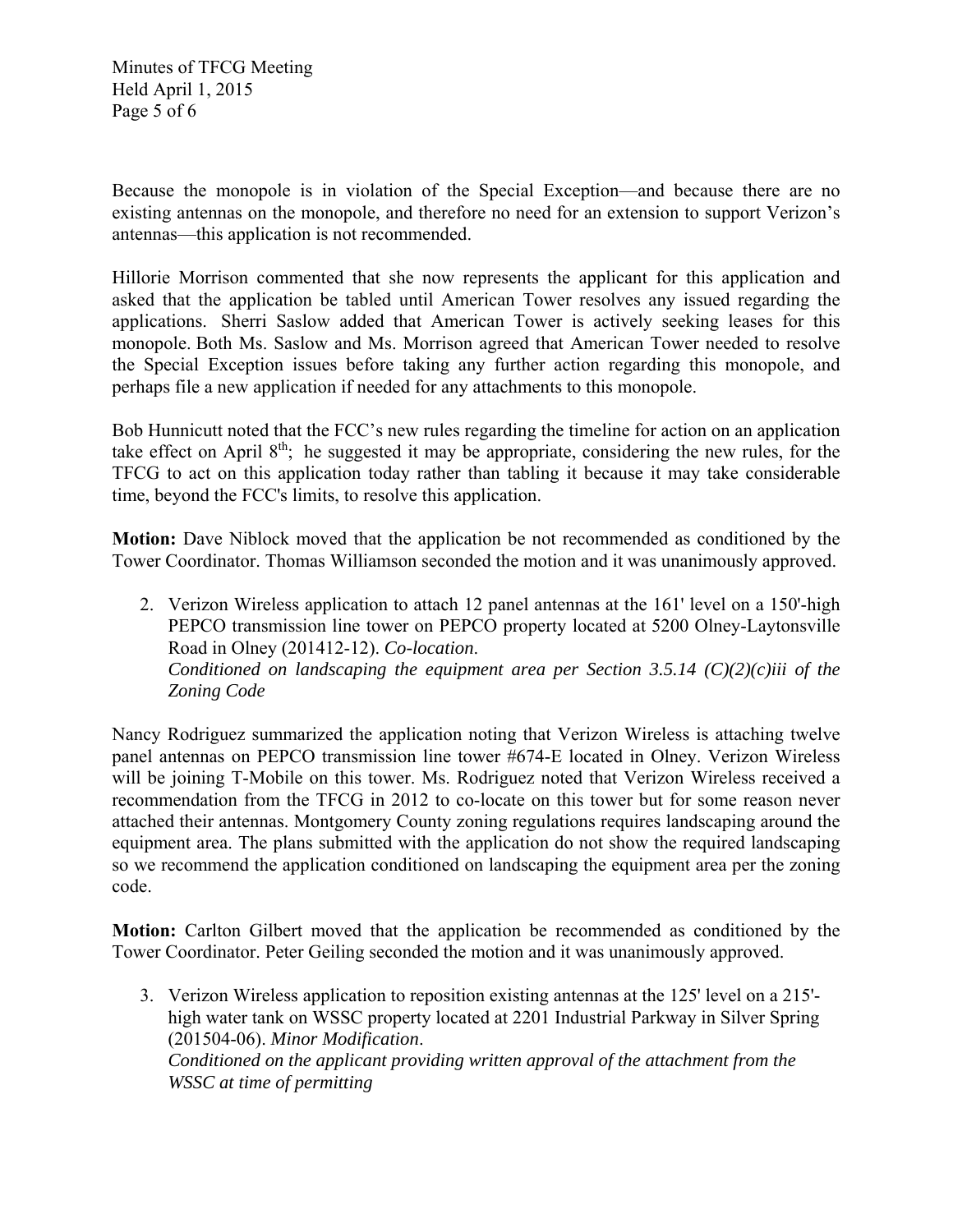Because the monopole is in violation of the Special Exception—and because there are no existing antennas on the monopole, and therefore no need for an extension to support Verizon's antennas—this application is not recommended.

Hillorie Morrison commented that she now represents the applicant for this application and asked that the application be tabled until American Tower resolves any issued regarding the applications. Sherri Saslow added that American Tower is actively seeking leases for this monopole. Both Ms. Saslow and Ms. Morrison agreed that American Tower needed to resolve the Special Exception issues before taking any further action regarding this monopole, and perhaps file a new application if needed for any attachments to this monopole.

Bob Hunnicutt noted that the FCC's new rules regarding the timeline for action on an application take effect on April 8th; he suggested it may be appropriate, considering the new rules, for the TFCG to act on this application today rather than tabling it because it may take considerable time, beyond the FCC's limits, to resolve this application.

**Motion:** Dave Niblock moved that the application be not recommended as conditioned by the Tower Coordinator. Thomas Williamson seconded the motion and it was unanimously approved.

2. Verizon Wireless application to attach 12 panel antennas at the 161' level on a 150'-high PEPCO transmission line tower on PEPCO property located at 5200 Olney-Laytonsville Road in Olney (201412-12). *Co-location*.
   *Conditioned on landscaping the equipment area per Section 3.5.14 (C)(2)(c)iii of the Zoning Code*

Nancy Rodriguez summarized the application noting that Verizon Wireless is attaching twelve panel antennas on PEPCO transmission line tower #674-E located in Olney. Verizon Wireless will be joining T-Mobile on this tower. Ms. Rodriguez noted that Verizon Wireless received a recommendation from the TFCG in 2012 to co-locate on this tower but for some reason never attached their antennas. Montgomery County zoning regulations requires landscaping around the equipment area. The plans submitted with the application do not show the required landscaping so we recommend the application conditioned on landscaping the equipment area per the zoning code.

**Motion:** Carlton Gilbert moved that the application be recommended as conditioned by the Tower Coordinator. Peter Geiling seconded the motion and it was unanimously approved.

3. Verizon Wireless application to reposition existing antennas at the 125' level on a 215'-high water tank on WSSC property located at 2201 Industrial Parkway in Silver Spring (201504-06). *Minor Modification*.
   *Conditioned on the applicant providing written approval of the attachment from the WSSC at time of permitting*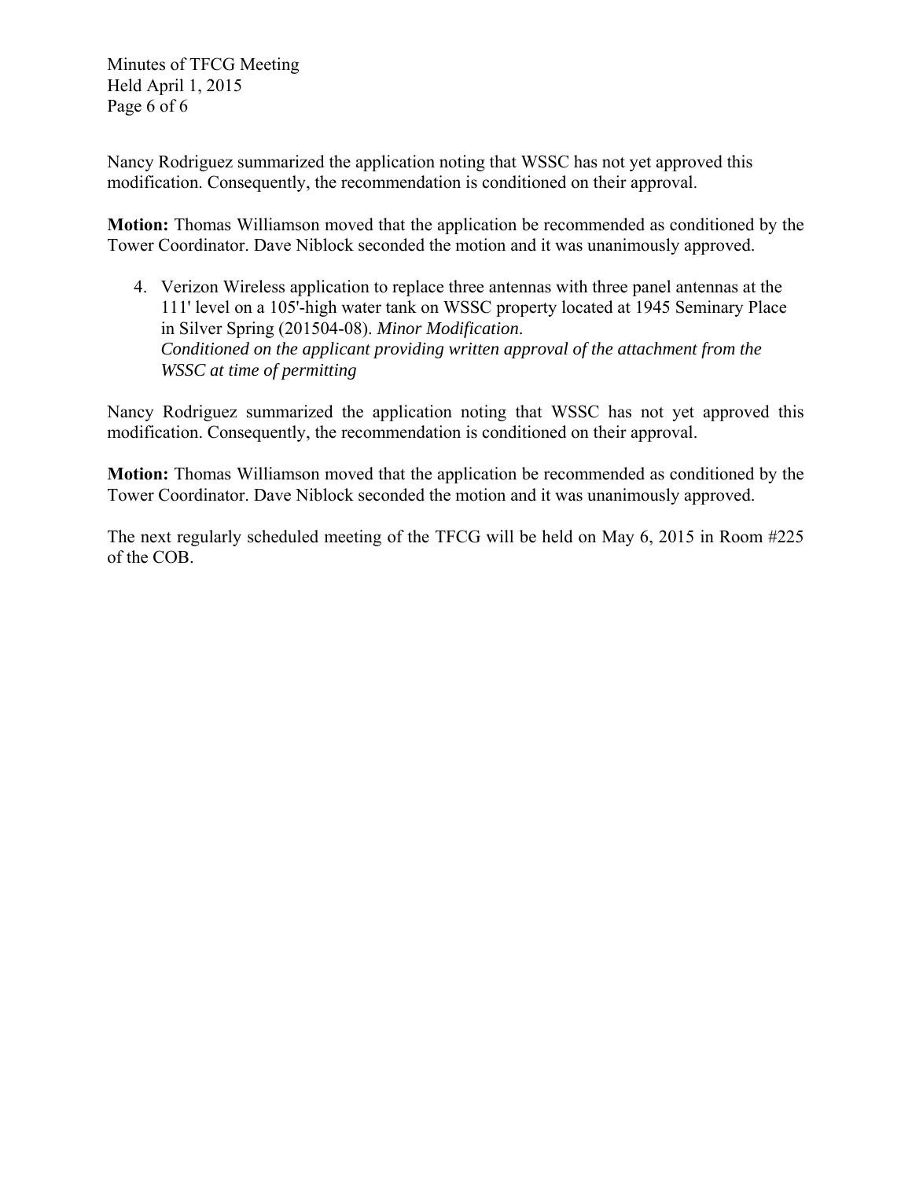Nancy Rodriguez summarized the application noting that WSSC has not yet approved this modification. Consequently, the recommendation is conditioned on their approval.

**Motion:** Thomas Williamson moved that the application be recommended as conditioned by the Tower Coordinator. Dave Niblock seconded the motion and it was unanimously approved.

4. Verizon Wireless application to replace three antennas with three panel antennas at the 111' level on a 105'-high water tank on WSSC property located at 1945 Seminary Place in Silver Spring (201504-08). *Minor Modification.*
   *Conditioned on the applicant providing written approval of the attachment from the WSSC at time of permitting*

Nancy Rodriguez summarized the application noting that WSSC has not yet approved this modification. Consequently, the recommendation is conditioned on their approval.

**Motion:** Thomas Williamson moved that the application be recommended as conditioned by the Tower Coordinator. Dave Niblock seconded the motion and it was unanimously approved.

The next regularly scheduled meeting of the TFCG will be held on May 6, 2015 in Room #225 of the COB.